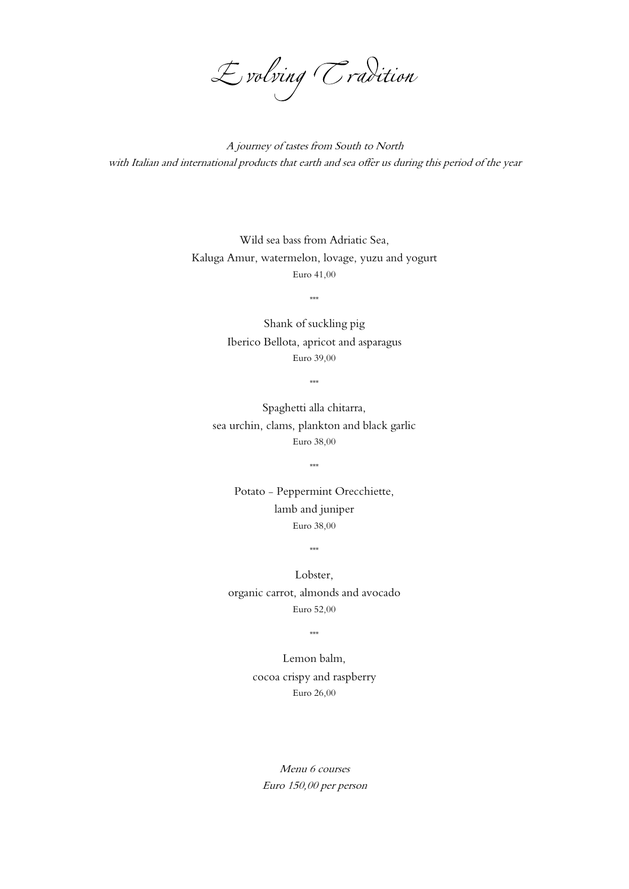# Evolving Tradition

*A journey of tastes from South to North*
*with Italian and international products that earth and sea offer us during this period of the year*

Wild sea bass from Adriatic Sea,
Kaluga Amur, watermelon, lovage, yuzu and yogurt
Euro 41,00

\*\*\*

Shank of suckling pig
Iberico Bellota, apricot and asparagus
Euro 39,00

\*\*\*

Spaghetti alla chitarra,
sea urchin, clams, plankton and black garlic
Euro 38,00

\*\*\*

Potato - Peppermint Orecchiette,
lamb and juniper
Euro 38,00

\*\*\*

Lobster,
organic carrot, almonds and avocado
Euro 52,00

\*\*\*

Lemon balm,
cocoa crispy and raspberry
Euro 26,00

*Menu 6 courses*
*Euro 150,00 per person*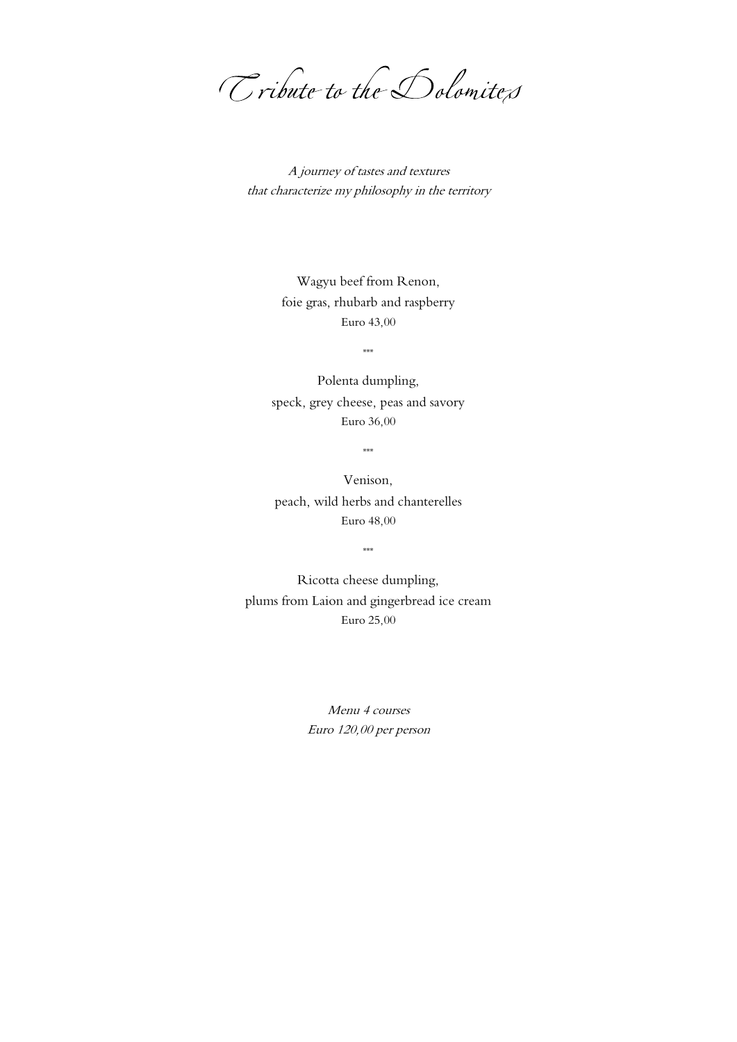# Tribute to the Dolomites

*A journey of tastes and textures*
*that characterize my philosophy in the territory*

Wagyu beef from Renon,
foie gras, rhubarb and raspberry
Euro 43,00

\*\*\*

Polenta dumpling,
speck, grey cheese, peas and savory
Euro 36,00

\*\*\*

Venison,
peach, wild herbs and chanterelles
Euro 48,00

\*\*\*

Ricotta cheese dumpling,
plums from Laion and gingerbread ice cream
Euro 25,00

*Menu 4 courses*
*Euro 120,00 per person*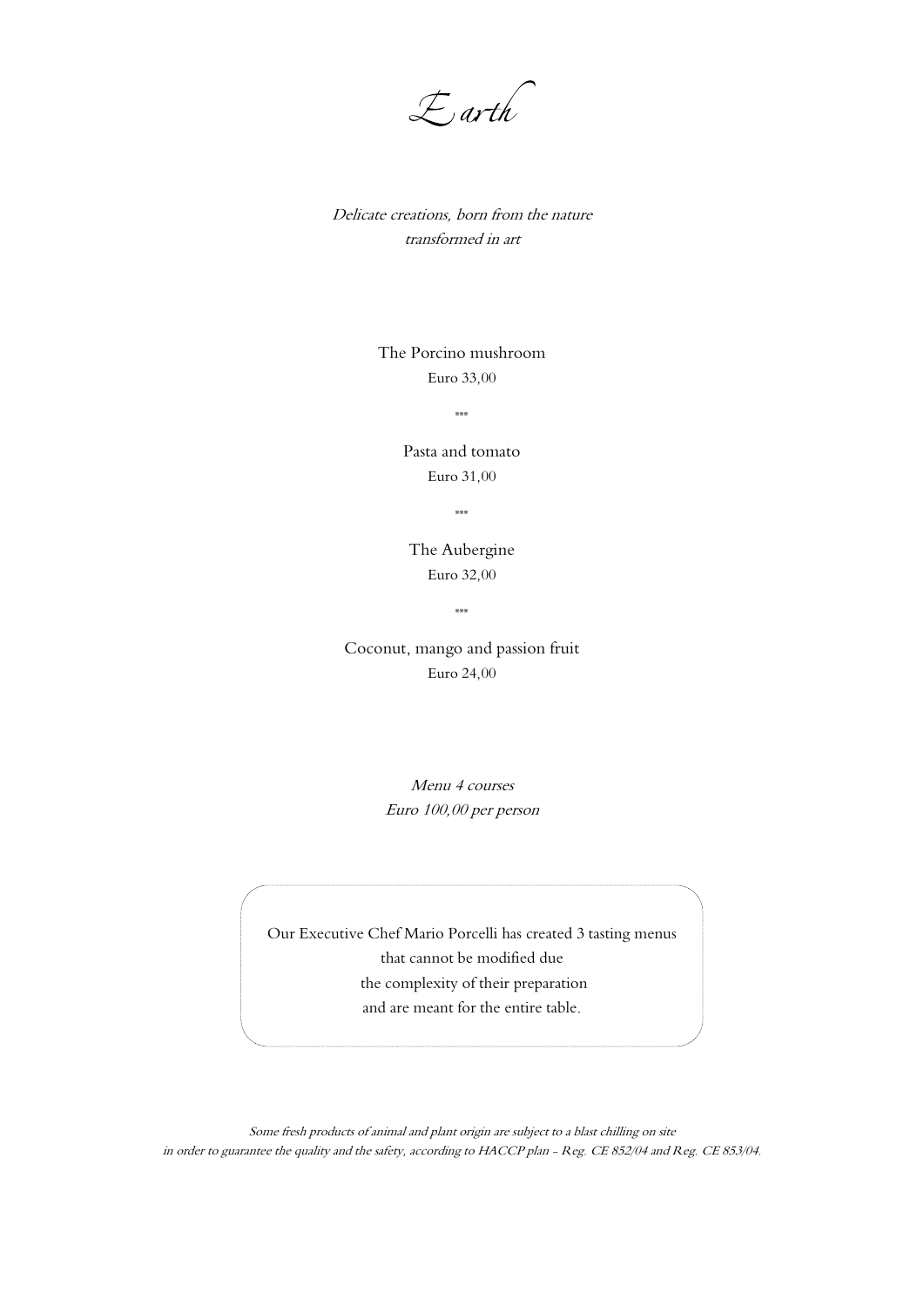# Earth

*Delicate creations, born from the nature*
*transformed in art*

The Porcino mushroom
Euro 33,00

\*\*\*

Pasta and tomato
Euro 31,00

\*\*\*

The Aubergine
Euro 32,00

\*\*\*

Coconut, mango and passion fruit
Euro 24,00

*Menu 4 courses*
*Euro 100,00 per person*

Our Executive Chef Mario Porcelli has created 3 tasting menus
that cannot be modified due
the complexity of their preparation
and are meant for the entire table.

*Some fresh products of animal and plant origin are subject to a blast chilling on site*
*in order to guarantee the quality and the safety, according to HACCP plan - Reg. CE 852/04 and Reg. CE 853/04.*